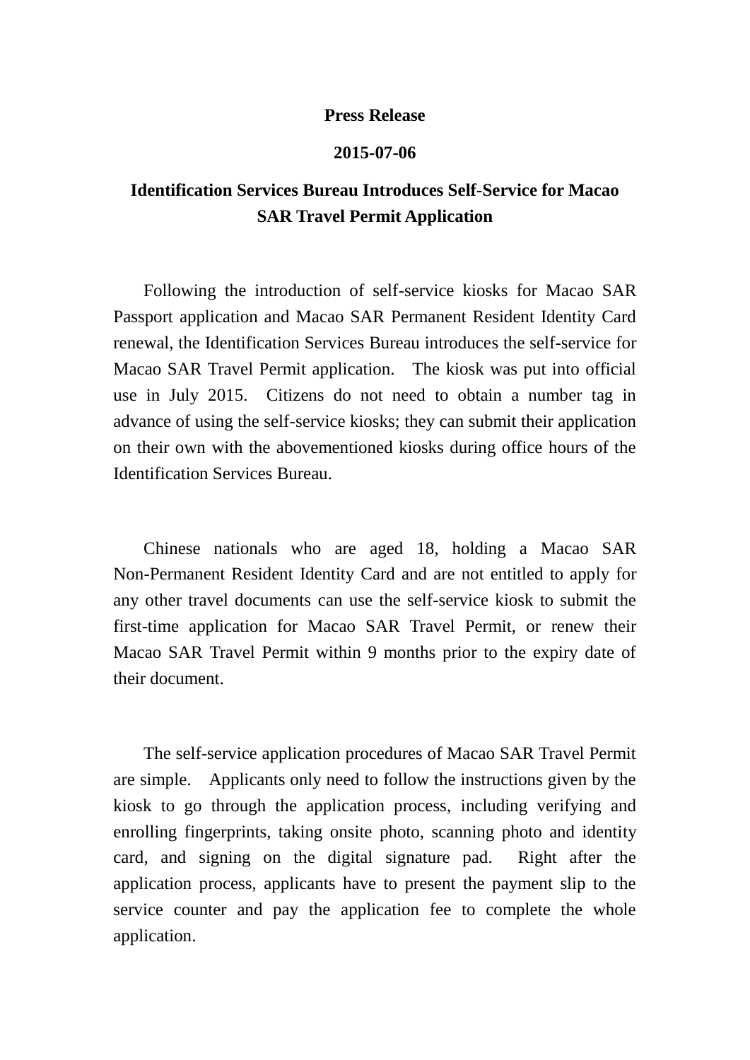**Press Release**

**2015-07-06**

# Identification Services Bureau Introduces Self-Service for Macao SAR Travel Permit Application

Following the introduction of self-service kiosks for Macao SAR Passport application and Macao SAR Permanent Resident Identity Card renewal, the Identification Services Bureau introduces the self-service for Macao SAR Travel Permit application. The kiosk was put into official use in July 2015. Citizens do not need to obtain a number tag in advance of using the self-service kiosks; they can submit their application on their own with the abovementioned kiosks during office hours of the Identification Services Bureau.

Chinese nationals who are aged 18, holding a Macao SAR Non-Permanent Resident Identity Card and are not entitled to apply for any other travel documents can use the self-service kiosk to submit the first-time application for Macao SAR Travel Permit, or renew their Macao SAR Travel Permit within 9 months prior to the expiry date of their document.

The self-service application procedures of Macao SAR Travel Permit are simple. Applicants only need to follow the instructions given by the kiosk to go through the application process, including verifying and enrolling fingerprints, taking onsite photo, scanning photo and identity card, and signing on the digital signature pad. Right after the application process, applicants have to present the payment slip to the service counter and pay the application fee to complete the whole application.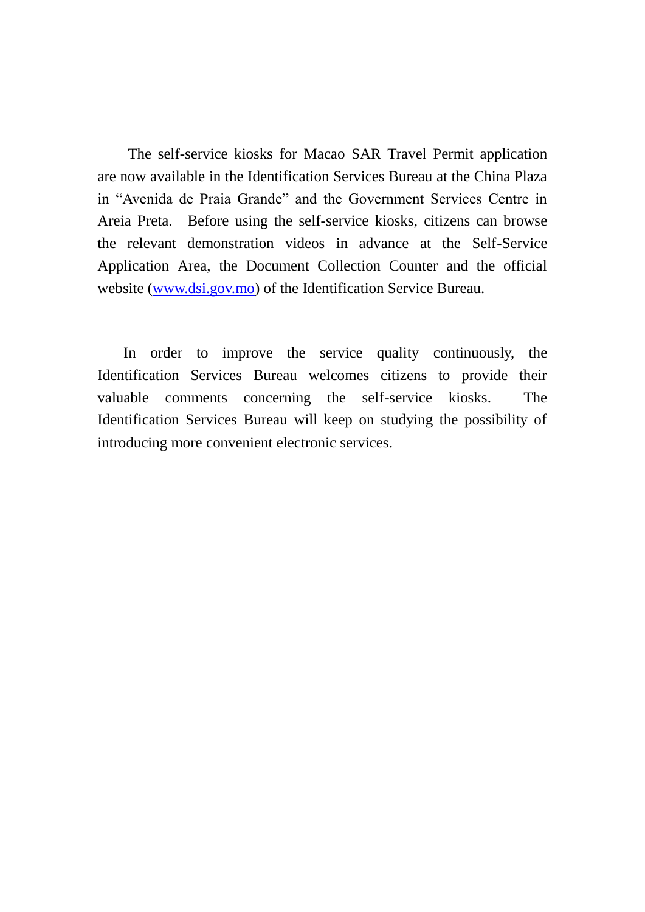The self-service kiosks for Macao SAR Travel Permit application are now available in the Identification Services Bureau at the China Plaza in "Avenida de Praia Grande" and the Government Services Centre in Areia Preta. Before using the self-service kiosks, citizens can browse the relevant demonstration videos in advance at the Self-Service Application Area, the Document Collection Counter and the official website ([www.dsi.gov.mo](http://www.dsi.gov.mo)) of the Identification Service Bureau.

In order to improve the service quality continuously, the Identification Services Bureau welcomes citizens to provide their valuable comments concerning the self-service kiosks. The Identification Services Bureau will keep on studying the possibility of introducing more convenient electronic services.